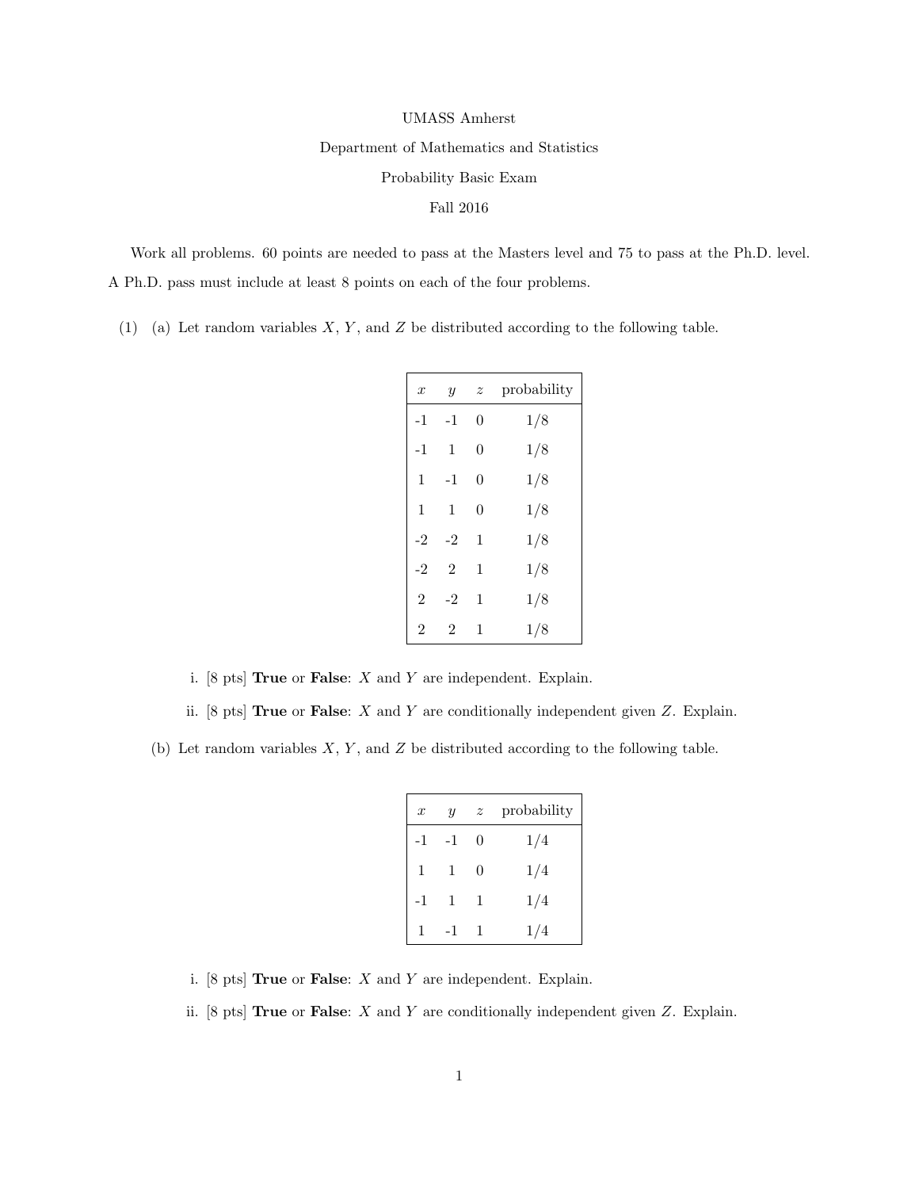UMASS Amherst

Department of Mathematics and Statistics

Probability Basic Exam

Fall 2016

Work all problems. 60 points are needed to pass at the Masters level and 75 to pass at the Ph.D. level. A Ph.D. pass must include at least 8 points on each of the four problems.

(1) (a) Let random variables $X$, $Y$, and $Z$ be distributed according to the following table.

| $x$ | $y$ | $z$ | probability |
|---|---|---|---|
| -1 | -1 | 0 | 1/8 |
| -1 | 1 | 0 | 1/8 |
| 1 | -1 | 0 | 1/8 |
| 1 | 1 | 0 | 1/8 |
| -2 | -2 | 1 | 1/8 |
| -2 | 2 | 1 | 1/8 |
| 2 | -2 | 1 | 1/8 |
| 2 | 2 | 1 | 1/8 |

i. [8 pts] **True** or **False**: $X$ and $Y$ are independent. Explain.

ii. [8 pts] **True** or **False**: $X$ and $Y$ are conditionally independent given $Z$. Explain.

(b) Let random variables $X$, $Y$, and $Z$ be distributed according to the following table.

| $x$ | $y$ | $z$ | probability |
|---|---|---|---|
| -1 | -1 | 0 | 1/4 |
| 1 | 1 | 0 | 1/4 |
| -1 | 1 | 1 | 1/4 |
| 1 | -1 | 1 | 1/4 |

i. [8 pts] **True** or **False**: $X$ and $Y$ are independent. Explain.

ii. [8 pts] **True** or **False**: $X$ and $Y$ are conditionally independent given $Z$. Explain.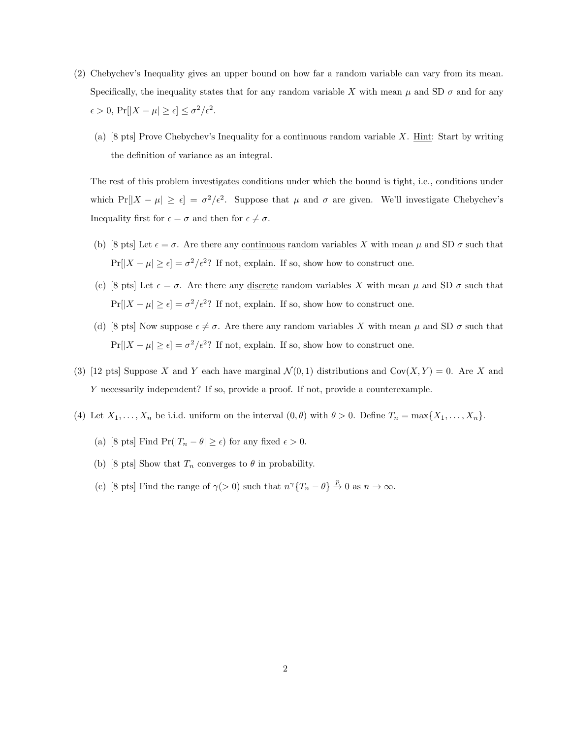(2) Chebychev's Inequality gives an upper bound on how far a random variable can vary from its mean. Specifically, the inequality states that for any random variable $X$ with mean $\mu$ and SD $\sigma$ and for any $\epsilon > 0$, $\Pr[|X - \mu| \geq \epsilon] \leq \sigma^2/\epsilon^2$.

   (a) [8 pts] Prove Chebychev's Inequality for a continuous random variable $X$. Hint: Start by writing the definition of variance as an integral.

   The rest of this problem investigates conditions under which the bound is tight, i.e., conditions under which $\Pr[|X - \mu| \geq \epsilon] = \sigma^2/\epsilon^2$. Suppose that $\mu$ and $\sigma$ are given. We'll investigate Chebychev's Inequality first for $\epsilon = \sigma$ and then for $\epsilon \neq \sigma$.

   (b) [8 pts] Let $\epsilon = \sigma$. Are there any continuous random variables $X$ with mean $\mu$ and SD $\sigma$ such that $\Pr[|X - \mu| \geq \epsilon] = \sigma^2/\epsilon^2$? If not, explain. If so, show how to construct one.

   (c) [8 pts] Let $\epsilon = \sigma$. Are there any discrete random variables $X$ with mean $\mu$ and SD $\sigma$ such that $\Pr[|X - \mu| \geq \epsilon] = \sigma^2/\epsilon^2$? If not, explain. If so, show how to construct one.

   (d) [8 pts] Now suppose $\epsilon \neq \sigma$. Are there any random variables $X$ with mean $\mu$ and SD $\sigma$ such that $\Pr[|X - \mu| \geq \epsilon] = \sigma^2/\epsilon^2$? If not, explain. If so, show how to construct one.

(3) [12 pts] Suppose $X$ and $Y$ each have marginal $\mathcal{N}(0, 1)$ distributions and $\text{Cov}(X, Y) = 0$. Are $X$ and $Y$ necessarily independent? If so, provide a proof. If not, provide a counterexample.

(4) Let $X_1, \ldots, X_n$ be i.i.d. uniform on the interval $(0, \theta)$ with $\theta > 0$. Define $T_n = \max\{X_1, \ldots, X_n\}$.

   (a) [8 pts] Find $\Pr(|T_n - \theta| \geq \epsilon)$ for any fixed $\epsilon > 0$.

   (b) [8 pts] Show that $T_n$ converges to $\theta$ in probability.

   (c) [8 pts] Find the range of $\gamma (> 0)$ such that $n^\gamma \{T_n - \theta\} \xrightarrow{p} 0$ as $n \to \infty$.